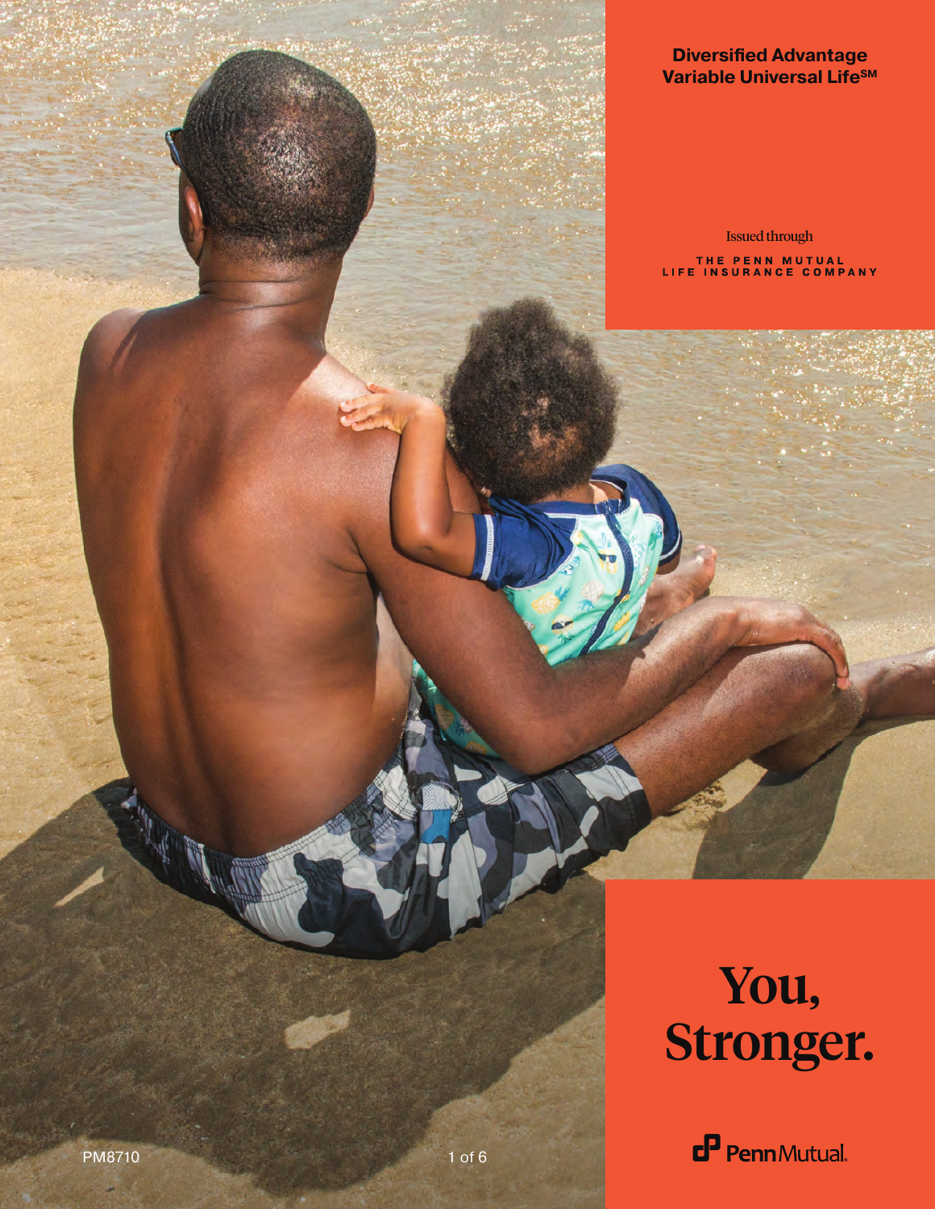**Diversified Advantage Variable Universal Life℠**

Issued through

THE PENN MUTUAL LIFE INSURANCE COMPANY

# You, Stronger.

PennMutual

PM8710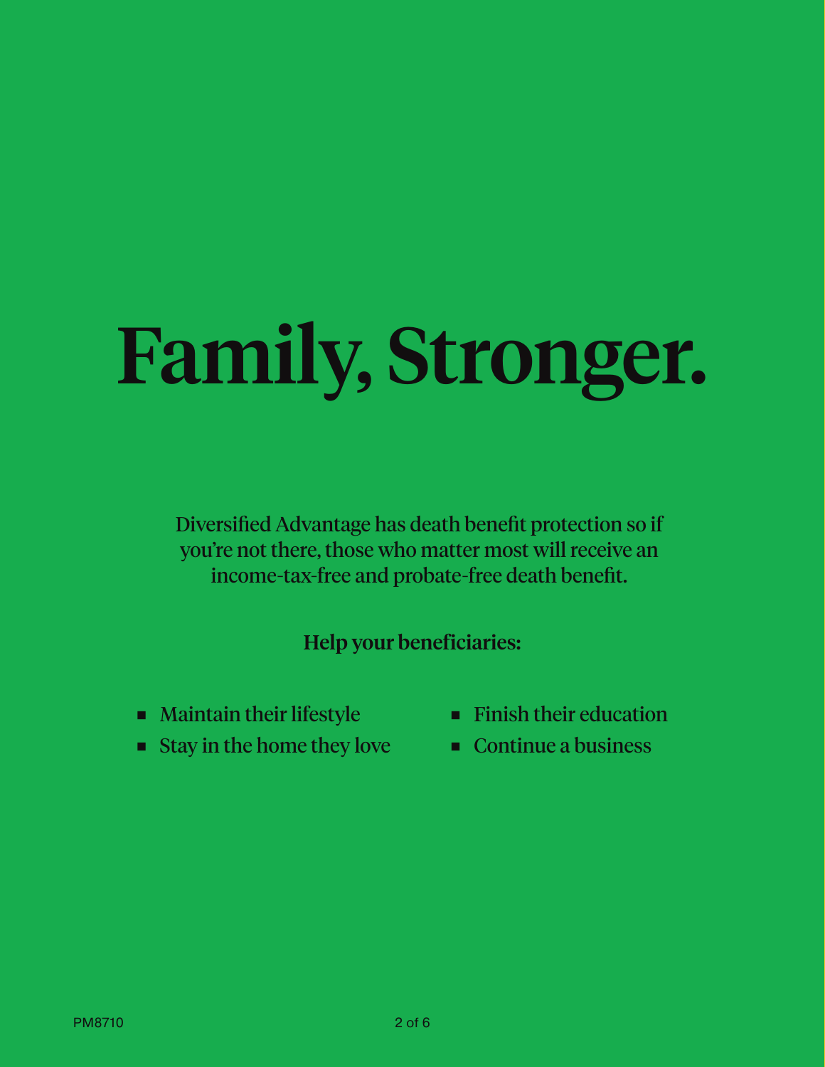# Family, Stronger.

Diversified Advantage has death benefit protection so if you're not there, those who matter most will receive an income-tax-free and probate-free death benefit.

**Help your beneficiaries:**

- Maintain their lifestyle
- Stay in the home they love
- Finish their education
- Continue a business

PM8710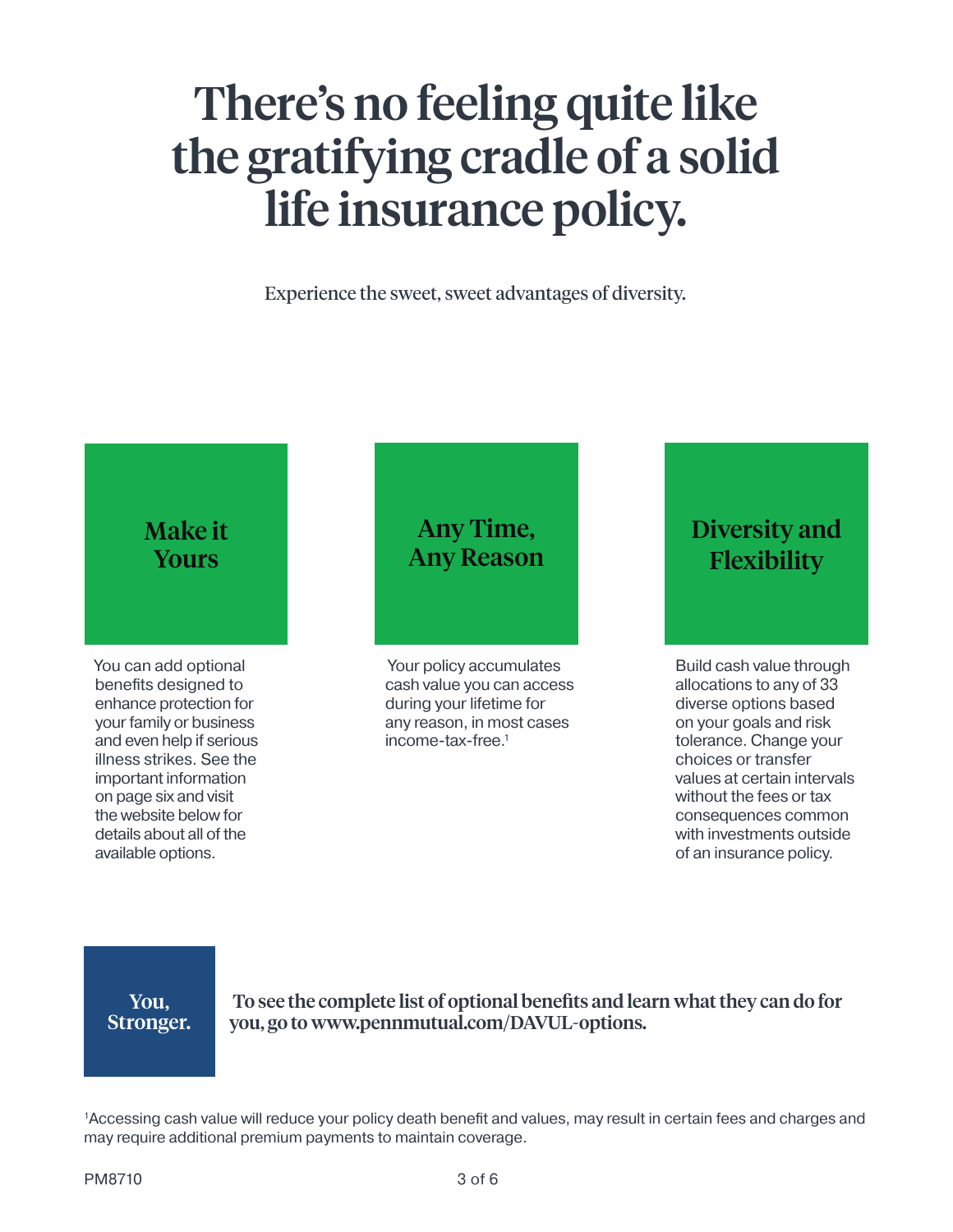# There's no feeling quite like the gratifying cradle of a solid life insurance policy.

Experience the sweet, sweet advantages of diversity.

## Make it Yours

You can add optional benefits designed to enhance protection for your family or business and even help if serious illness strikes. See the important information on page six and visit the website below for details about all of the available options.

## Any Time, Any Reason

Your policy accumulates cash value you can access during your lifetime for any reason, in most cases income-tax-free.[1]

## Diversity and Flexibility

Build cash value through allocations to any of 33 diverse options based on your goals and risk tolerance. Change your choices or transfer values at certain intervals without the fees or tax consequences common with investments outside of an insurance policy.

**You, Stronger.**

**To see the complete list of optional benefits and learn what they can do for you, go to www.pennmutual.com/DAVUL-options.**

[1]Accessing cash value will reduce your policy death benefit and values, may result in certain fees and charges and may require additional premium payments to maintain coverage.

PM8710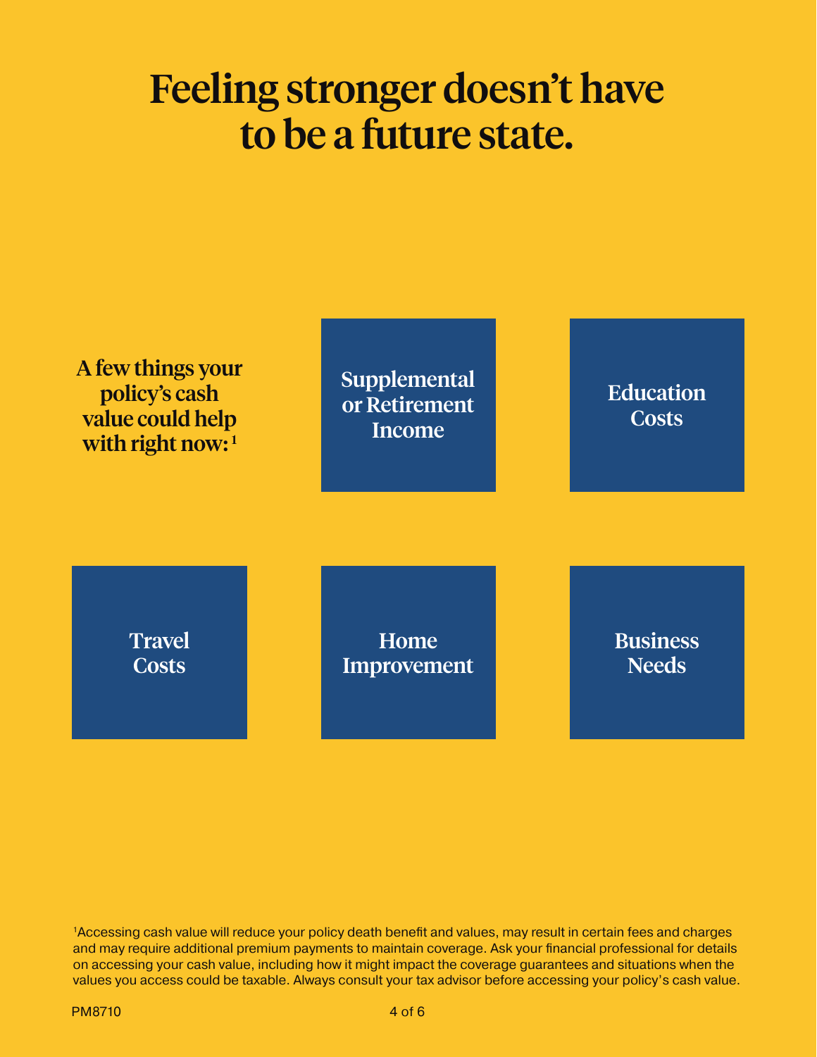# Feeling stronger doesn't have to be a future state.

**A few things your policy's cash value could help with right now:**[1]

- Supplemental or Retirement Income
- Education Costs
- Travel Costs
- Home Improvement
- Business Needs

[1]Accessing cash value will reduce your policy death benefit and values, may result in certain fees and charges and may require additional premium payments to maintain coverage. Ask your financial professional for details on accessing your cash value, including how it might impact the coverage guarantees and situations when the values you access could be taxable. Always consult your tax advisor before accessing your policy's cash value.

PM8710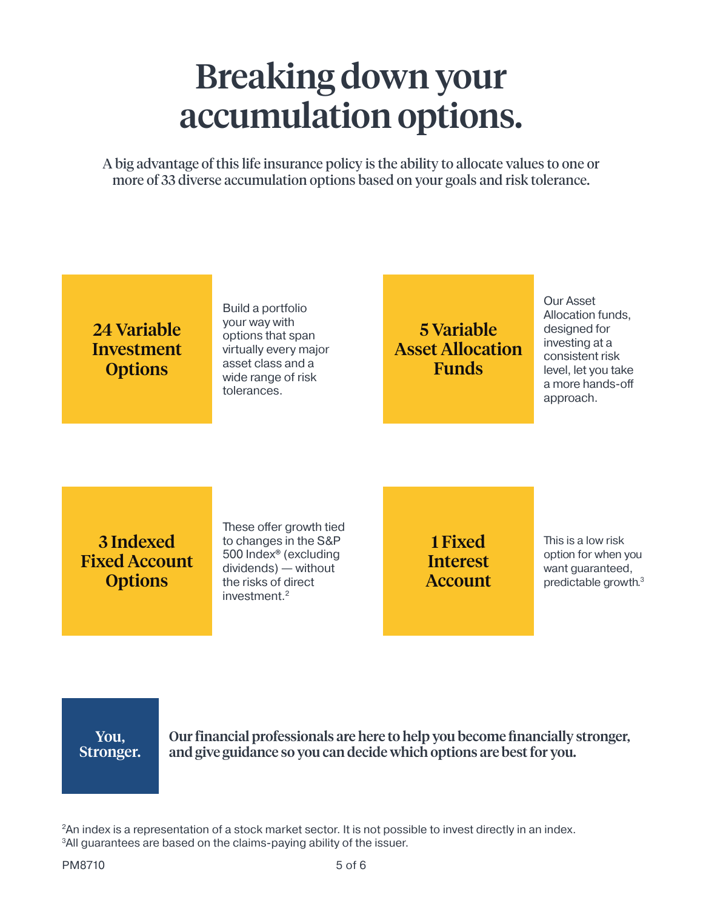# Breaking down your accumulation options.

A big advantage of this life insurance policy is the ability to allocate values to one or more of 33 diverse accumulation options based on your goals and risk tolerance.

### 24 Variable Investment Options

Build a portfolio your way with options that span virtually every major asset class and a wide range of risk tolerances.

### 5 Variable Asset Allocation Funds

Our Asset Allocation funds, designed for investing at a consistent risk level, let you take a more hands-off approach.

### 3 Indexed Fixed Account Options

These offer growth tied to changes in the S&P 500 Index® (excluding dividends) — without the risks of direct investment.[2]

### 1 Fixed Interest Account

This is a low risk option for when you want guaranteed, predictable growth.[3]

**You, Stronger.**

**Our financial professionals are here to help you become financially stronger, and give guidance so you can decide which options are best for you.**

[2]An index is a representation of a stock market sector. It is not possible to invest directly in an index.
[3]All guarantees are based on the claims-paying ability of the issuer.

PM8710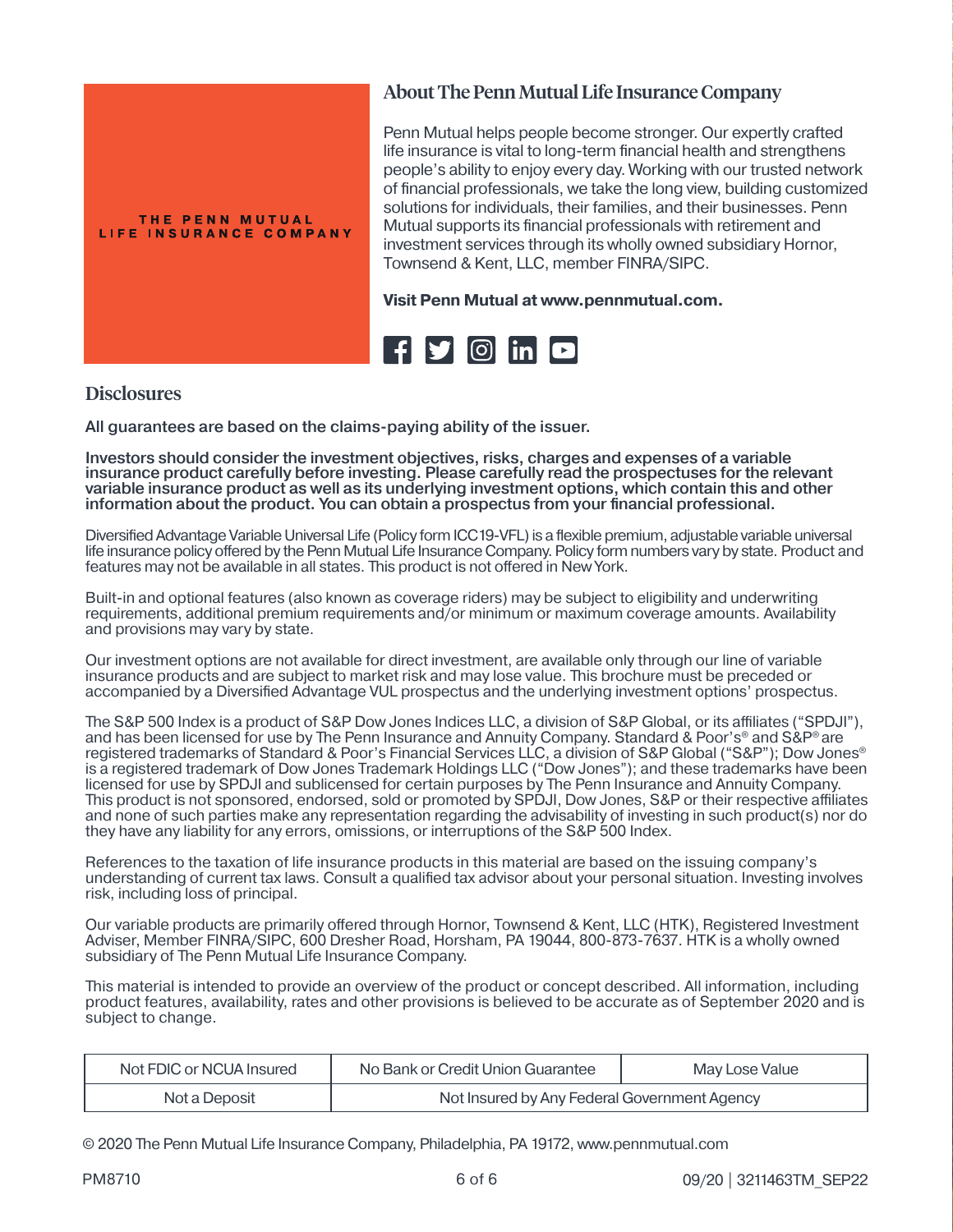THE PENN MUTUAL LIFE INSURANCE COMPANY

## About The Penn Mutual Life Insurance Company

Penn Mutual helps people become stronger. Our expertly crafted life insurance is vital to long-term financial health and strengthens people's ability to enjoy every day. Working with our trusted network of financial professionals, we take the long view, building customized solutions for individuals, their families, and their businesses. Penn Mutual supports its financial professionals with retirement and investment services through its wholly owned subsidiary Hornor, Townsend & Kent, LLC, member FINRA/SIPC.

**Visit Penn Mutual at www.pennmutual.com.**

## Disclosures

**All guarantees are based on the claims-paying ability of the issuer.**

**Investors should consider the investment objectives, risks, charges and expenses of a variable insurance product carefully before investing. Please carefully read the prospectuses for the relevant variable insurance product as well as its underlying investment options, which contain this and other information about the product. You can obtain a prospectus from your financial professional.**

Diversified Advantage Variable Universal Life (Policy form ICC19-VFL) is a flexible premium, adjustable variable universal life insurance policy offered by the Penn Mutual Life Insurance Company. Policy form numbers vary by state. Product and features may not be available in all states. This product is not offered in New York.

Built-in and optional features (also known as coverage riders) may be subject to eligibility and underwriting requirements, additional premium requirements and/or minimum or maximum coverage amounts. Availability and provisions may vary by state.

Our investment options are not available for direct investment, are available only through our line of variable insurance products and are subject to market risk and may lose value. This brochure must be preceded or accompanied by a Diversified Advantage VUL prospectus and the underlying investment options' prospectus.

The S&P 500 Index is a product of S&P Dow Jones Indices LLC, a division of S&P Global, or its affiliates ("SPDJI"), and has been licensed for use by The Penn Insurance and Annuity Company. Standard & Poor's® and S&P® are registered trademarks of Standard & Poor's Financial Services LLC, a division of S&P Global ("S&P"); Dow Jones® is a registered trademark of Dow Jones Trademark Holdings LLC ("Dow Jones"); and these trademarks have been licensed for use by SPDJI and sublicensed for certain purposes by The Penn Insurance and Annuity Company. This product is not sponsored, endorsed, sold or promoted by SPDJI, Dow Jones, S&P or their respective affiliates and none of such parties make any representation regarding the advisability of investing in such product(s) nor do they have any liability for any errors, omissions, or interruptions of the S&P 500 Index.

References to the taxation of life insurance products in this material are based on the issuing company's understanding of current tax laws. Consult a qualified tax advisor about your personal situation. Investing involves risk, including loss of principal.

Our variable products are primarily offered through Hornor, Townsend & Kent, LLC (HTK), Registered Investment Adviser, Member FINRA/SIPC, 600 Dresher Road, Horsham, PA 19044, 800-873-7637. HTK is a wholly owned subsidiary of The Penn Mutual Life Insurance Company.

This material is intended to provide an overview of the product or concept described. All information, including product features, availability, rates and other provisions is believed to be accurate as of September 2020 and is subject to change.

| | | |
|---|---|---|
| Not FDIC or NCUA Insured | No Bank or Credit Union Guarantee | May Lose Value |
| Not a Deposit | Not Insured by Any Federal Government Agency | |

© 2020 The Penn Mutual Life Insurance Company, Philadelphia, PA 19172, www.pennmutual.com

PM8710 09/20 | 3211463TM_SEP22